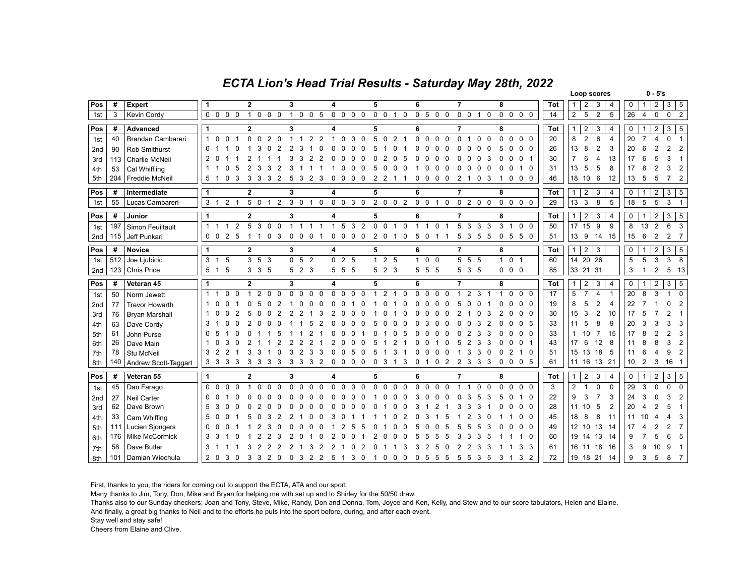# ECTA Lion's Head Trial Results - Saturday May 28th, 2022

| Pos | # | Expert | 1 | 2 | 3 | 4 | 5 | 6 | 7 | 8 | Tot | Loop 1 | Loop 2 | Loop 3 | Loop 4 | 0 | 1 | 2 | 3 | 5 |
|---|---|---|---|---|---|---|---|---|---|---|---|---|---|---|---|---|---|---|---|---|
| 1st | 3 | Kevin Cordy | 0 0 0 0 | 1 0 0 0 | 1 0 0 5 | 0 0 0 0 | 0 0 1 0 | 0 5 0 0 | 0 0 1 0 | 0 0 0 0 | 14 | 2 | 5 | 2 | 5 | 26 | 4 | 0 | 0 | 2 |

| Pos | # | Advanced | 1 | 2 | 3 | 4 | 5 | 6 | 7 | 8 | Tot | Loop 1 | Loop 2 | Loop 3 | Loop 4 | 0 | 1 | 2 | 3 | 5 |
|---|---|---|---|---|---|---|---|---|---|---|---|---|---|---|---|---|---|---|---|---|
| 1st | 40 | Brandan Cambareri | 1 0 0 1 | 0 0 2 0 | 1 1 2 2 | 1 0 0 0 | 5 0 2 1 | 0 0 0 0 | 0 1 0 0 | 0 0 0 0 | 20 | 8 | 2 | 6 | 4 | 20 | 7 | 4 | 0 | 1 |
| 2nd | 90 | Rob Smithurst | 0 1 1 0 | 1 3 0 2 | 2 3 1 0 | 0 0 0 0 | 5 1 0 1 | 0 0 0 0 | 0 0 0 0 | 5 0 0 0 | 26 | 13 | 8 | 2 | 3 | 20 | 6 | 2 | 2 | 2 |
| 3rd | 113 | Charlie McNeil | 2 0 1 1 | 2 1 1 1 | 3 3 2 2 | 0 0 0 0 | 0 2 0 5 | 0 0 0 0 | 0 0 0 3 | 0 0 0 1 | 30 | 7 | 6 | 4 | 13 | 17 | 6 | 5 | 3 | 1 |
| 4th | 53 | Cal Whiffiing | 1 1 0 5 | 2 3 3 2 | 3 1 1 1 | 1 0 0 0 | 5 0 0 0 | 1 0 0 0 | 0 0 0 0 | 0 0 1 0 | 31 | 13 | 5 | 5 | 8 | 17 | 8 | 2 | 3 | 2 |
| 5th | 204 | Freddie McNeil | 5 1 0 3 | 3 3 3 2 | 5 3 2 3 | 0 0 0 0 | 2 2 1 1 | 0 0 0 0 | 2 1 0 3 | 1 0 0 0 | 46 | 18 | 10 | 6 | 12 | 13 | 5 | 5 | 7 | 2 |

| Pos | # | Intermediate | 1 | 2 | 3 | 4 | 5 | 6 | 7 | 8 | Tot | Loop 1 | Loop 2 | Loop 3 | Loop 4 | 0 | 1 | 2 | 3 | 5 |
|---|---|---|---|---|---|---|---|---|---|---|---|---|---|---|---|---|---|---|---|---|
| 1st | 55 | Lucas Cambareri | 3 1 2 1 | 5 0 1 2 | 3 0 1 0 | 0 0 3 0 | 2 0 0 2 | 0 0 1 0 | 0 2 0 0 | 0 0 0 0 | 29 | 13 | 3 | 8 | 5 | 18 | 5 | 5 | 3 | 1 |

| Pos | # | Junior | 1 | 2 | 3 | 4 | 5 | 6 | 7 | 8 | Tot | Loop 1 | Loop 2 | Loop 3 | Loop 4 | 0 | 1 | 2 | 3 | 5 |
|---|---|---|---|---|---|---|---|---|---|---|---|---|---|---|---|---|---|---|---|---|
| 1st | 197 | Simon Feuiltault | 1 1 1 2 | 5 3 0 0 | 1 1 1 1 | 1 5 3 2 | 0 0 1 0 | 1 1 0 1 | 5 3 3 3 | 3 1 0 0 | 50 | 17 | 15 | 9 | 9 | 8 | 13 | 2 | 6 | 3 |
| 2nd | 115 | Jeff Punkari | 0 0 2 5 | 1 1 0 3 | 0 0 0 1 | 0 0 0 0 | 2 0 1 0 | 5 0 1 1 | 5 3 5 5 | 0 5 5 0 | 51 | 13 | 9 | 14 | 15 | 15 | 6 | 2 | 2 | 7 |

| Pos | # | Novice | 1 | 2 | 3 | 4 | 5 | 6 | 7 | 8 | Tot | Loop 1 | Loop 2 | Loop 3 | Loop 4 | 0 | 1 | 2 | 3 | 5 |
|---|---|---|---|---|---|---|---|---|---|---|---|---|---|---|---|---|---|---|---|---|
| 1st | 512 | Joe Ljubicic | 3 1 5 | 3 5 3 | 0 5 2 | 0 2 5 | 1 2 5 | 1 0 0 | 5 5 5 | 1 0 1 | 60 | 14 | 20 | 26 | | 5 | 5 | 3 | 3 | 8 |
| 2nd | 123 | Chris Price | 5 1 5 | 3 3 5 | 5 2 3 | 5 5 5 | 5 2 3 | 5 5 5 | 5 3 5 | 0 0 0 | 85 | 33 | 21 | 31 | | 3 | 1 | 2 | 5 | 13 |

| Pos | # | Veteran 45 | 1 | 2 | 3 | 4 | 5 | 6 | 7 | 8 | Tot | Loop 1 | Loop 2 | Loop 3 | Loop 4 | 0 | 1 | 2 | 3 | 5 |
|---|---|---|---|---|---|---|---|---|---|---|---|---|---|---|---|---|---|---|---|---|
| 1st | 50 | Norm Jewett | 1 1 0 0 | 1 2 0 0 | 0 0 0 0 | 0 0 0 0 | 1 2 1 0 | 0 0 0 0 | 1 2 3 1 | 1 0 0 0 | 17 | 5 | 7 | 4 | 1 | 20 | 8 | 3 | 1 | 0 |
| 2nd | 77 | Trevor Howarth | 1 0 0 1 | 0 5 0 2 | 1 0 0 0 | 0 0 1 0 | 1 0 1 0 | 0 0 0 0 | 5 0 0 1 | 0 0 0 0 | 19 | 8 | 5 | 2 | 4 | 22 | 7 | 1 | 0 | 2 |
| 3rd | 76 | Bryan Marshall | 1 0 0 2 | 5 0 0 2 | 2 2 1 3 | 2 0 0 0 | 1 0 1 0 | 0 0 0 0 | 2 1 0 3 | 2 0 0 0 | 30 | 15 | 3 | 2 | 10 | 17 | 5 | 7 | 2 | 1 |
| 4th | 63 | Dave Cordy | 3 1 0 0 | 2 0 0 0 | 1 1 5 2 | 0 0 0 0 | 5 0 0 0 | 0 3 0 0 | 0 0 3 2 | 0 0 0 5 | 33 | 11 | 5 | 8 | 9 | 20 | 3 | 3 | 3 | 3 |
| 5th | 61 | John Purse | 0 5 1 0 | 0 1 1 5 | 1 1 2 1 | 0 0 0 1 | 0 1 0 5 | 0 0 0 0 | 0 2 3 3 | 0 0 0 0 | 33 | 1 | 10 | 7 | 15 | 17 | 8 | 2 | 2 | 3 |
| 6th | 26 | Dave Main | 1 0 3 0 | 2 1 1 2 | 2 2 2 1 | 2 0 0 0 | 5 1 2 1 | 0 0 1 0 | 5 2 3 3 | 0 0 0 1 | 43 | 17 | 6 | 12 | 8 | 11 | 8 | 8 | 3 | 2 |
| 7th | 78 | Stu McNeil | 3 2 2 1 | 3 3 1 0 | 3 2 3 3 | 0 0 5 0 | 5 1 3 1 | 0 0 0 0 | 1 3 3 0 | 0 2 1 0 | 51 | 15 | 13 | 18 | 5 | 11 | 6 | 4 | 9 | 2 |
| 8th | 140 | Andrew Scott-Taggart | 3 3 3 3 | 3 3 3 3 | 3 3 3 2 | 0 0 0 0 | 0 3 1 3 | 0 1 0 2 | 2 3 3 3 | 0 0 0 5 | 61 | 11 | 16 | 13 | 21 | 10 | 2 | 3 | 16 | 1 |

| Pos | # | Veteran 55 | 1 | 2 | 3 | 4 | 5 | 6 | 7 | 8 | Tot | Loop 1 | Loop 2 | Loop 3 | Loop 4 | 0 | 1 | 2 | 3 | 5 |
|---|---|---|---|---|---|---|---|---|---|---|---|---|---|---|---|---|---|---|---|---|
| 1st | 45 | Dan Farago | 0 0 0 0 | 1 0 0 0 | 0 0 0 0 | 0 0 0 0 | 0 0 0 0 | 0 0 0 0 | 1 1 0 0 | 0 0 0 0 | 3 | 2 | 1 | 0 | 0 | 29 | 3 | 0 | 0 | 0 |
| 2nd | 27 | Neil Carter | 0 0 1 0 | 0 0 0 0 | 0 0 0 0 | 0 0 0 0 | 1 0 0 0 | 3 0 0 0 | 0 3 5 3 | 5 0 1 0 | 22 | 9 | 3 | 7 | 3 | 24 | 3 | 0 | 3 | 2 |
| 3rd | 62 | Dave Brown | 5 3 0 0 | 0 2 0 0 | 0 0 0 0 | 0 0 0 0 | 0 1 0 0 | 3 1 2 1 | 3 3 3 1 | 0 0 0 0 | 28 | 11 | 10 | 5 | 2 | 20 | 4 | 2 | 5 | 1 |
| 4th | 33 | Cam Whiffing | 5 0 0 1 | 5 0 3 2 | 2 1 0 0 | 3 0 1 1 | 1 1 0 2 | 0 3 1 5 | 1 2 3 0 | 1 1 0 0 | 45 | 18 | 8 | 8 | 11 | 11 | 10 | 4 | 4 | 3 |
| 5th | 111 | Lucien Sjongers | 0 0 0 1 | 1 2 3 0 | 0 0 0 0 | 1 2 5 5 | 0 1 0 0 | 5 0 0 5 | 5 5 5 3 | 0 0 0 0 | 49 | 12 | 10 | 13 | 14 | 17 | 4 | 2 | 2 | 7 |
| 6th | 176 | Mike McCormick | 3 3 1 0 | 1 2 2 3 | 2 0 1 0 | 2 0 0 1 | 2 0 0 0 | 5 5 5 5 | 3 3 3 5 | 1 1 1 0 | 60 | 19 | 14 | 13 | 14 | 9 | 7 | 5 | 6 | 5 |
| 7th | 58 | Dave Butler | 3 1 1 1 | 3 2 2 2 | 2 1 3 2 | 2 1 0 2 | 0 1 1 3 | 3 2 5 0 | 2 2 3 3 | 1 1 3 3 | 61 | 16 | 11 | 18 | 16 | 3 | 9 | 10 | 9 | 1 |
| 8th | 101 | Damian Wiechula | 2 0 3 0 | 3 3 2 0 | 0 3 2 2 | 5 1 3 0 | 1 0 0 0 | 0 5 5 5 | 5 5 3 5 | 3 1 3 2 | 72 | 19 | 18 | 21 | 14 | 9 | 3 | 5 | 8 | 7 |

First, thanks to you, the riders for coming out to support the ECTA, ATA and our sport.

Many thanks to Jim, Tony, Don, Mike and Bryan for helping me with set up and to Shirley for the 50/50 draw.

Thanks also to our Sunday checkers: Joan and Tony, Steve, Mike, Randy, Don and Donna, Tom, Joyce and Ken, Kelly, and Stew and to our score tabulators, Helen and Elaine.

And finally, a great big thanks to Neil and to the efforts he puts into the sport before, during, and after each event.

Stay well and stay safe!

Cheers from Elaine and Clive.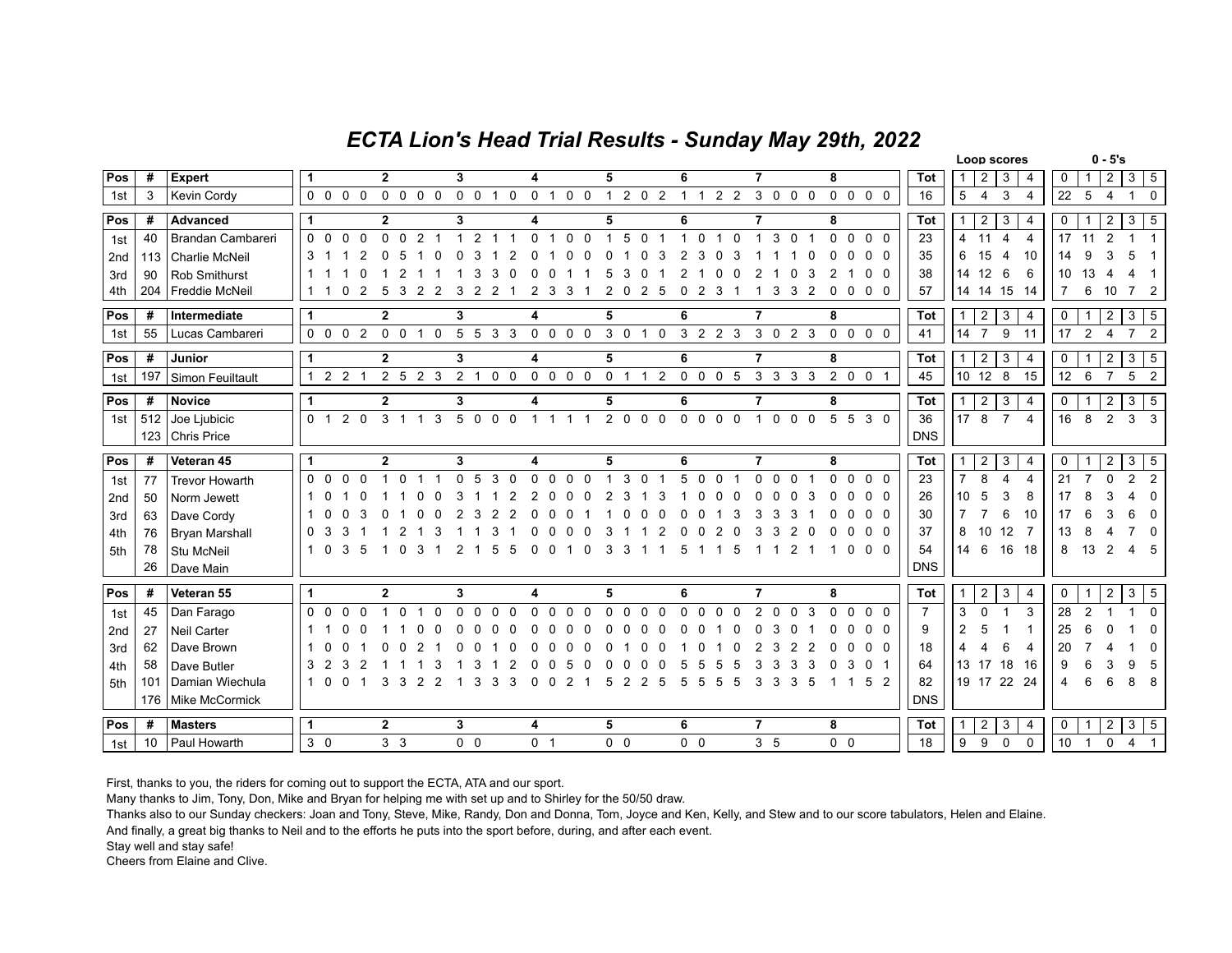# *ECTA Lion's Head Trial Results - Sunday May 29th, 2022*

| | | | | | | | | | | | | Loop scores | | | | 0 - 5's | | | | |
|---|---|---|---|---|---|---|---|---|---|---|---|---|---|---|---|---|---|---|---|---|
| **Pos** | **#** | **Expert** | **1** | **2** | **3** | **4** | **5** | **6** | **7** | **8** | **Tot** | 1 | 2 | 3 | 4 | 0 | 1 | 2 | 3 | 5 |
| 1st | 3 | Kevin Cordy | 0 0 0 0 | 0 0 0 0 | 0 0 1 0 | 0 1 0 0 | 1 2 0 2 | 1 1 2 2 | 3 0 0 0 | 0 0 0 0 | 16 | 5 | 4 | 3 | 4 | 22 | 5 | 4 | 1 | 0 |
| **Pos** | **#** | **Advanced** | **1** | **2** | **3** | **4** | **5** | **6** | **7** | **8** | **Tot** | 1 | 2 | 3 | 4 | 0 | 1 | 2 | 3 | 5 |
| 1st | 40 | Brandan Cambareri | 0 0 0 0 | 0 0 2 1 | 1 2 1 1 | 0 1 0 0 | 1 5 0 1 | 1 0 1 0 | 1 3 0 1 | 0 0 0 0 | 23 | 4 | 11 | 4 | 4 | 17 | 11 | 2 | 1 | 1 |
| 2nd | 113 | Charlie McNeil | 3 1 1 2 | 0 5 1 0 | 0 3 1 2 | 0 1 0 0 | 0 1 0 3 | 2 3 0 3 | 1 1 1 0 | 0 0 0 0 | 35 | 6 | 15 | 4 | 10 | 14 | 9 | 3 | 5 | 1 |
| 3rd | 90 | Rob Smithurst | 1 1 1 0 | 1 2 1 1 | 1 3 3 0 | 0 0 1 1 | 5 3 0 1 | 2 1 0 0 | 2 1 0 3 | 2 1 0 0 | 38 | 14 | 12 | 6 | 6 | 10 | 13 | 4 | 4 | 1 |
| 4th | 204 | Freddie McNeil | 1 1 0 2 | 5 3 2 2 | 3 2 2 1 | 2 3 3 1 | 2 0 2 5 | 0 2 3 1 | 1 3 3 2 | 0 0 0 0 | 57 | 14 | 14 | 15 | 14 | 7 | 6 | 10 | 7 | 2 |
| **Pos** | **#** | **Intermediate** | **1** | **2** | **3** | **4** | **5** | **6** | **7** | **8** | **Tot** | 1 | 2 | 3 | 4 | 0 | 1 | 2 | 3 | 5 |
| 1st | 55 | Lucas Cambareri | 0 0 0 2 | 0 0 1 0 | 5 5 3 3 | 0 0 0 0 | 3 0 1 0 | 3 2 2 3 | 3 0 2 3 | 0 0 0 0 | 41 | 14 | 7 | 9 | 11 | 17 | 2 | 4 | 7 | 2 |
| **Pos** | **#** | **Junior** | **1** | **2** | **3** | **4** | **5** | **6** | **7** | **8** | **Tot** | 1 | 2 | 3 | 4 | 0 | 1 | 2 | 3 | 5 |
| 1st | 197 | Simon Feuiltault | 1 2 2 1 | 2 5 2 3 | 2 1 0 0 | 0 0 0 0 | 0 1 1 2 | 0 0 0 5 | 3 3 3 3 | 2 0 0 1 | 45 | 10 | 12 | 8 | 15 | 12 | 6 | 7 | 5 | 2 |
| **Pos** | **#** | **Novice** | **1** | **2** | **3** | **4** | **5** | **6** | **7** | **8** | **Tot** | 1 | 2 | 3 | 4 | 0 | 1 | 2 | 3 | 5 |
| 1st | 512 | Joe Ljubicic | 0 1 2 0 | 3 1 1 3 | 5 0 0 0 | 1 1 1 1 | 2 0 0 0 | 0 0 0 0 | 1 0 0 0 | 5 5 3 0 | 36 | 17 | 8 | 7 | 4 | 16 | 8 | 2 | 3 | 3 |
| | 123 | Chris Price | | | | | | | | | DNS | | | | | | | | | |
| **Pos** | **#** | **Veteran 45** | **1** | **2** | **3** | **4** | **5** | **6** | **7** | **8** | **Tot** | 1 | 2 | 3 | 4 | 0 | 1 | 2 | 3 | 5 |
| 1st | 77 | Trevor Howarth | 0 0 0 0 | 1 0 1 1 | 0 5 3 0 | 0 0 0 0 | 1 3 0 1 | 5 0 0 1 | 0 0 0 1 | 0 0 0 0 | 23 | 7 | 8 | 4 | 4 | 21 | 7 | 0 | 2 | 2 |
| 2nd | 50 | Norm Jewett | 1 0 1 0 | 1 1 0 0 | 3 1 1 2 | 2 0 0 0 | 2 3 1 3 | 1 0 0 0 | 0 0 0 3 | 0 0 0 0 | 26 | 10 | 5 | 3 | 8 | 17 | 8 | 3 | 4 | 0 |
| 3rd | 63 | Dave Cordy | 1 0 0 3 | 0 1 0 0 | 2 3 2 2 | 0 0 0 1 | 1 0 0 0 | 0 0 1 3 | 3 3 3 1 | 0 0 0 0 | 30 | 7 | 7 | 6 | 10 | 17 | 6 | 3 | 6 | 0 |
| 4th | 76 | Bryan Marshall | 0 3 3 1 | 1 2 1 3 | 1 1 3 1 | 0 0 0 0 | 3 1 1 2 | 0 0 2 0 | 3 3 2 0 | 0 0 0 0 | 37 | 8 | 10 | 12 | 7 | 13 | 8 | 4 | 7 | 0 |
| 5th | 78 | Stu McNeil | 1 0 3 5 | 1 0 3 1 | 2 1 5 5 | 0 0 1 0 | 3 3 1 1 | 5 1 1 5 | 1 1 2 1 | 1 0 0 0 | 54 | 14 | 6 | 16 | 18 | 8 | 13 | 2 | 4 | 5 |
| | 26 | Dave Main | | | | | | | | | DNS | | | | | | | | | |
| **Pos** | **#** | **Veteran 55** | **1** | **2** | **3** | **4** | **5** | **6** | **7** | **8** | **Tot** | 1 | 2 | 3 | 4 | 0 | 1 | 2 | 3 | 5 |
| 1st | 45 | Dan Farago | 0 0 0 0 | 1 0 1 0 | 0 0 0 0 | 0 0 0 0 | 0 0 0 0 | 0 0 0 0 | 2 0 0 3 | 0 0 0 0 | 7 | 3 | 0 | 1 | 3 | 28 | 2 | 1 | 1 | 0 |
| 2nd | 27 | Neil Carter | 1 1 0 0 | 1 1 0 0 | 0 0 0 0 | 0 0 0 0 | 0 0 0 0 | 0 0 1 0 | 0 3 0 1 | 0 0 0 0 | 9 | 2 | 5 | 1 | 1 | 25 | 6 | 0 | 1 | 0 |
| 3rd | 62 | Dave Brown | 1 0 0 1 | 0 0 2 1 | 0 0 1 0 | 0 0 0 0 | 0 1 0 0 | 1 0 1 0 | 2 3 2 2 | 0 0 0 0 | 18 | 4 | 4 | 6 | 4 | 20 | 7 | 4 | 1 | 0 |
| 4th | 58 | Dave Butler | 3 2 3 2 | 1 1 1 3 | 1 3 1 2 | 0 0 5 0 | 0 0 0 0 | 5 5 5 5 | 3 3 3 3 | 0 3 0 1 | 64 | 13 | 17 | 18 | 16 | 9 | 6 | 3 | 9 | 5 |
| 5th | 101 | Damian Wiechula | 1 0 0 1 | 3 3 2 2 | 1 3 3 3 | 0 0 2 1 | 5 2 2 5 | 5 5 5 5 | 3 3 3 5 | 1 1 5 2 | 82 | 19 | 17 | 22 | 24 | 4 | 6 | 6 | 8 | 8 |
| | 176 | Mike McCormick | | | | | | | | | DNS | | | | | | | | | |
| **Pos** | **#** | **Masters** | **1** | **2** | **3** | **4** | **5** | **6** | **7** | **8** | **Tot** | 1 | 2 | 3 | 4 | 0 | 1 | 2 | 3 | 5 |
| 1st | 10 | Paul Howarth | 3 0 | 3 3 | 0 0 | 0 1 | 0 0 | 0 0 | 3 5 | 0 0 | 18 | 9 | 9 | 0 | 0 | 10 | 1 | 0 | 4 | 1 |

First, thanks to you, the riders for coming out to support the ECTA, ATA and our sport.

Many thanks to Jim, Tony, Don, Mike and Bryan for helping me with set up and to Shirley for the 50/50 draw.

Thanks also to our Sunday checkers: Joan and Tony, Steve, Mike, Randy, Don and Donna, Tom, Joyce and Ken, Kelly, and Stew and to our score tabulators, Helen and Elaine.

And finally, a great big thanks to Neil and to the efforts he puts into the sport before, during, and after each event.

Stay well and stay safe!

Cheers from Elaine and Clive.